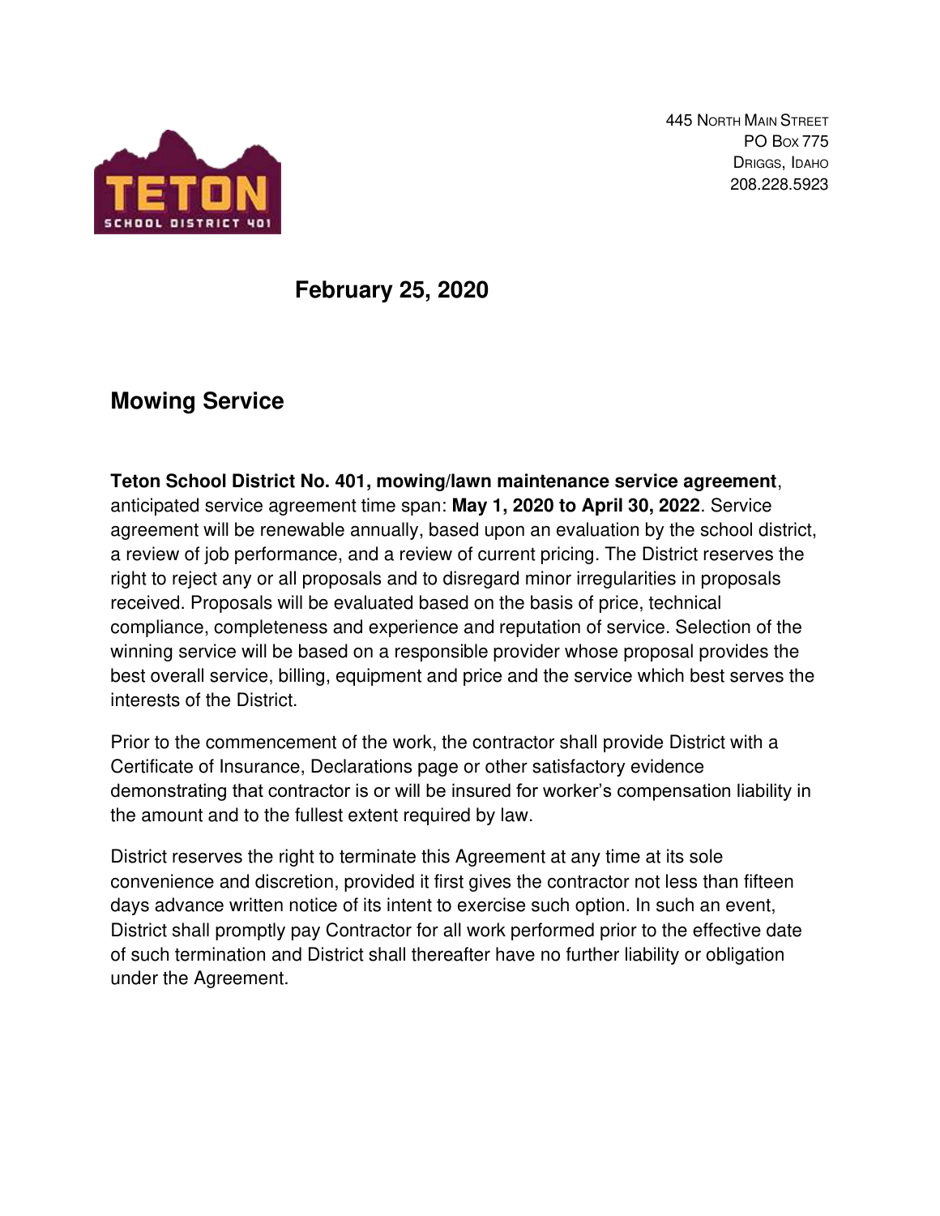445 North Main Street
PO Box 775
Driggs, Idaho
208.228.5923

**February 25, 2020**

## Mowing Service

**Teton School District No. 401, mowing/lawn maintenance service agreement**, anticipated service agreement time span: **May 1, 2020 to April 30, 2022**. Service agreement will be renewable annually, based upon an evaluation by the school district, a review of job performance, and a review of current pricing. The District reserves the right to reject any or all proposals and to disregard minor irregularities in proposals received. Proposals will be evaluated based on the basis of price, technical compliance, completeness and experience and reputation of service. Selection of the winning service will be based on a responsible provider whose proposal provides the best overall service, billing, equipment and price and the service which best serves the interests of the District.

Prior to the commencement of the work, the contractor shall provide District with a Certificate of Insurance, Declarations page or other satisfactory evidence demonstrating that contractor is or will be insured for worker's compensation liability in the amount and to the fullest extent required by law.

District reserves the right to terminate this Agreement at any time at its sole convenience and discretion, provided it first gives the contractor not less than fifteen days advance written notice of its intent to exercise such option. In such an event, District shall promptly pay Contractor for all work performed prior to the effective date of such termination and District shall thereafter have no further liability or obligation under the Agreement.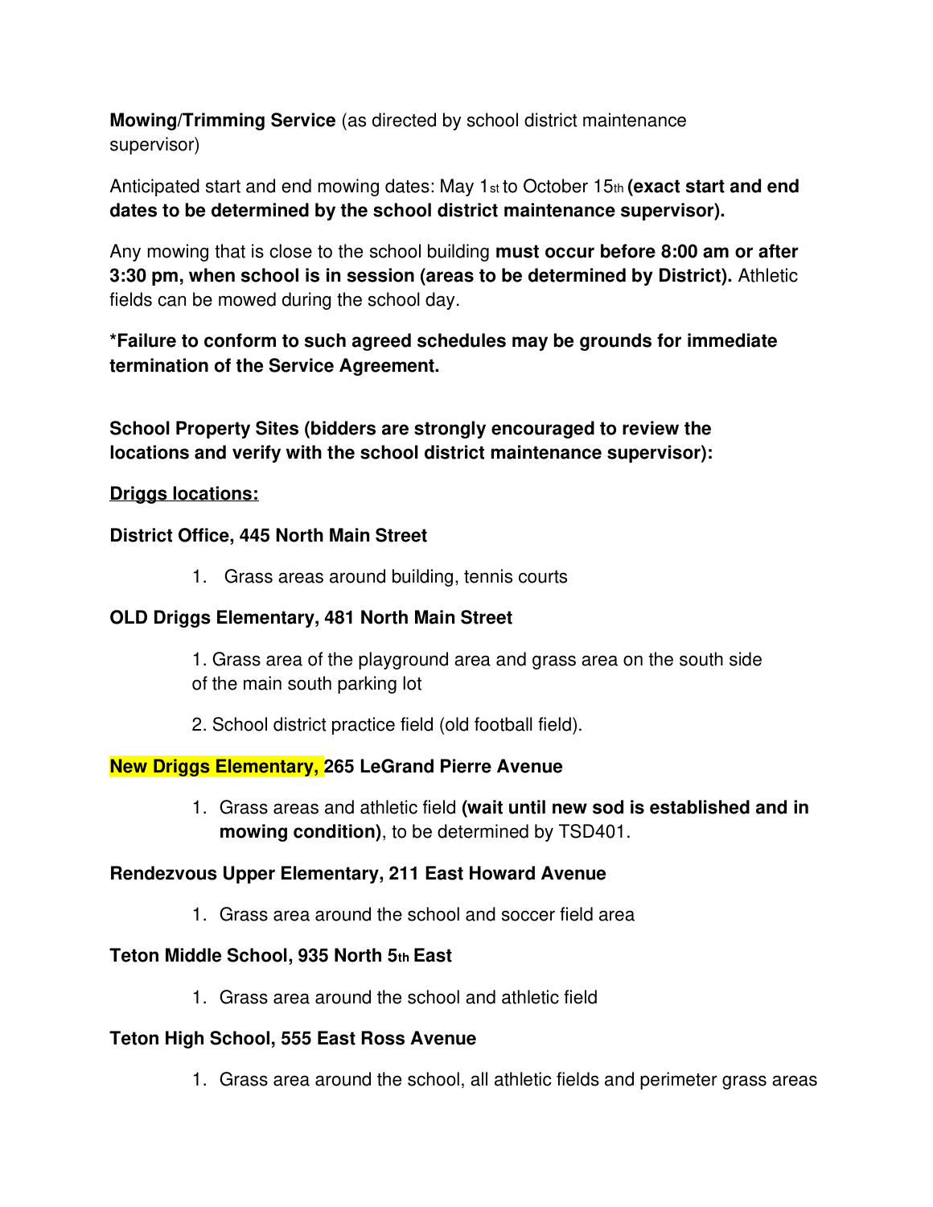**Mowing/Trimming Service** (as directed by school district maintenance supervisor)

Anticipated start and end mowing dates: May 1st to October 15th **(exact start and end dates to be determined by the school district maintenance supervisor).**

Any mowing that is close to the school building **must occur before 8:00 am or after 3:30 pm, when school is in session (areas to be determined by District).** Athletic fields can be mowed during the school day.

***Failure to conform to such agreed schedules may be grounds for immediate termination of the Service Agreement.**

**School Property Sites (bidders are strongly encouraged to review the locations and verify with the school district maintenance supervisor):**

**Driggs locations:**

**District Office, 445 North Main Street**

1. Grass areas around building, tennis courts

**OLD Driggs Elementary, 481 North Main Street**

1. Grass area of the playground area and grass area on the south side of the main south parking lot
2. School district practice field (old football field).

**New Driggs Elementary, 265 LeGrand Pierre Avenue**

1. Grass areas and athletic field **(wait until new sod is established and in mowing condition)**, to be determined by TSD401.

**Rendezvous Upper Elementary, 211 East Howard Avenue**

1. Grass area around the school and soccer field area

**Teton Middle School, 935 North 5th East**

1. Grass area around the school and athletic field

**Teton High School, 555 East Ross Avenue**

1. Grass area around the school, all athletic fields and perimeter grass areas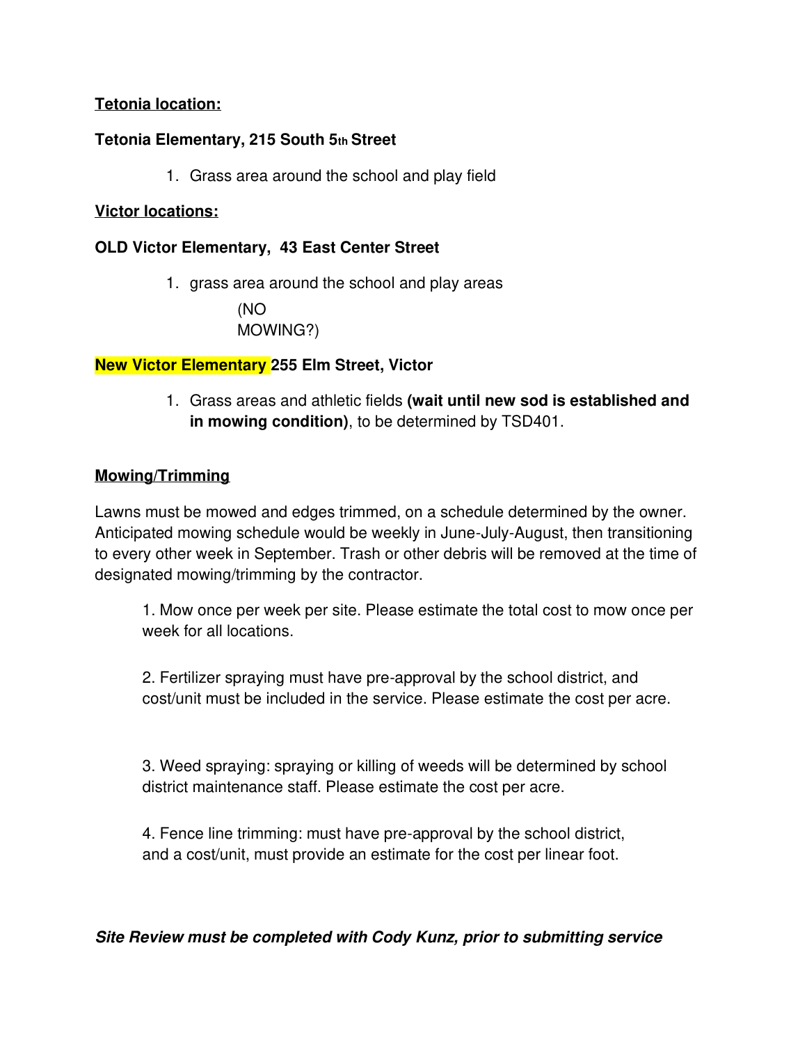**<u>Tetonia location:</u>**

**Tetonia Elementary, 215 South 5th Street**

1. Grass area around the school and play field

**<u>Victor locations:</u>**

**OLD Victor Elementary, 43 East Center Street**

1. grass area around the school and play areas

   (NO
   MOWING?)

**New Victor Elementary 255 Elm Street, Victor**

1. Grass areas and athletic fields **(wait until new sod is established and in mowing condition)**, to be determined by TSD401.

**<u>Mowing/Trimming</u>**

Lawns must be mowed and edges trimmed, on a schedule determined by the owner. Anticipated mowing schedule would be weekly in June-July-August, then transitioning to every other week in September. Trash or other debris will be removed at the time of designated mowing/trimming by the contractor.

1. Mow once per week per site. Please estimate the total cost to mow once per week for all locations.

2. Fertilizer spraying must have pre-approval by the school district, and cost/unit must be included in the service. Please estimate the cost per acre.

3. Weed spraying: spraying or killing of weeds will be determined by school district maintenance staff. Please estimate the cost per acre.

4. Fence line trimming: must have pre-approval by the school district, and a cost/unit, must provide an estimate for the cost per linear foot.

***Site Review must be completed with Cody Kunz, prior to submitting service***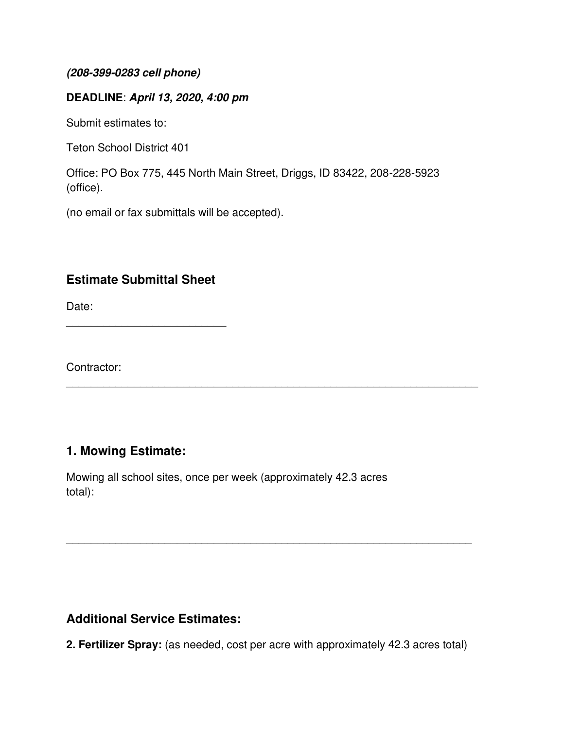***(208-399-0283 cell phone)***

**DEADLINE**: ***April 13, 2020, 4:00 pm***

Submit estimates to:

Teton School District 401

Office: PO Box 775, 445 North Main Street, Driggs, ID 83422, 208-228-5923 (office).

(no email or fax submittals will be accepted).

## Estimate Submittal Sheet

Date:

___________________________

Contractor:

______________________________________________________________________

## 1. Mowing Estimate:

Mowing all school sites, once per week (approximately 42.3 acres total):

______________________________________________________________________

## Additional Service Estimates:

**2. Fertilizer Spray:** (as needed, cost per acre with approximately 42.3 acres total)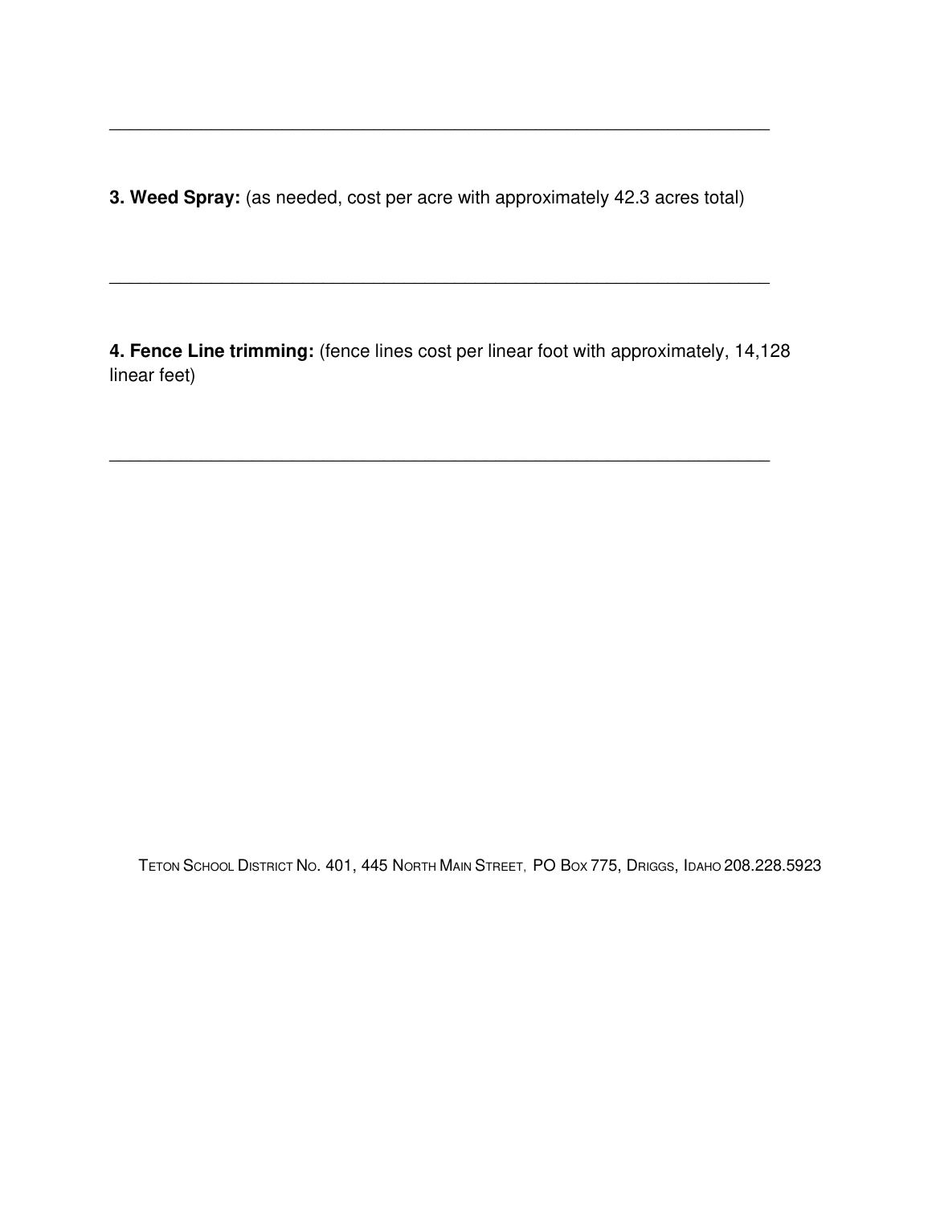\_\_\_\_\_\_\_\_\_\_\_\_\_\_\_\_\_\_\_\_\_\_\_\_\_\_\_\_\_\_\_\_\_\_\_\_\_\_\_\_\_\_\_\_\_\_\_\_\_\_\_\_\_\_\_\_\_\_\_\_\_\_\_\_

**3. Weed Spray:** (as needed, cost per acre with approximately 42.3 acres total)

\_\_\_\_\_\_\_\_\_\_\_\_\_\_\_\_\_\_\_\_\_\_\_\_\_\_\_\_\_\_\_\_\_\_\_\_\_\_\_\_\_\_\_\_\_\_\_\_\_\_\_\_\_\_\_\_\_\_\_\_\_\_\_\_

**4. Fence Line trimming:** (fence lines cost per linear foot with approximately, 14,128 linear feet)

\_\_\_\_\_\_\_\_\_\_\_\_\_\_\_\_\_\_\_\_\_\_\_\_\_\_\_\_\_\_\_\_\_\_\_\_\_\_\_\_\_\_\_\_\_\_\_\_\_\_\_\_\_\_\_\_\_\_\_\_\_\_\_\_